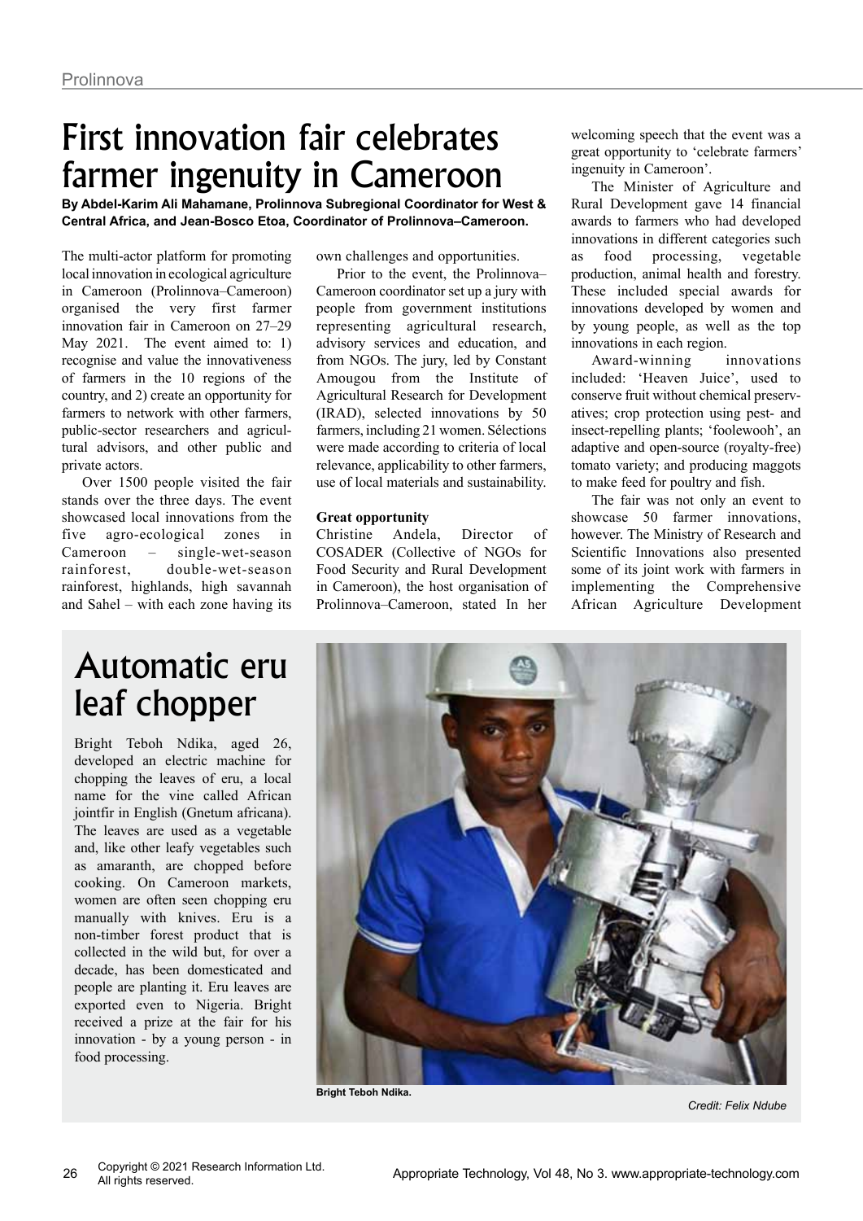# First innovation fair celebrates farmer ingenuity in Cameroon

**By Abdel-Karim Ali Mahamane, Prolinnova Subregional Coordinator for West & Central Africa, and Jean-Bosco Etoa, Coordinator of Prolinnova–Cameroon.**

The multi-actor platform for promoting local innovation in ecological agriculture in Cameroon (Prolinnova–Cameroon) organised the very first farmer innovation fair in Cameroon on 27–29 May 2021. The event aimed to: 1) recognise and value the innovativeness of farmers in the 10 regions of the country, and 2) create an opportunity for farmers to network with other farmers, public-sector researchers and agricultural advisors, and other public and private actors.

Over 1500 people visited the fair stands over the three days. The event showcased local innovations from the five agro-ecological zones in Cameroon – single-wet-season rainforest, double-wet-season rainforest, highlands, high savannah and Sahel – with each zone having its own challenges and opportunities.

Prior to the event, the Prolinnova–Cameroon coordinator set up a jury with people from government institutions representing agricultural research, advisory services and education, and from NGOs. The jury, led by Constant Amougou from the Institute of Agricultural Research for Development (IRAD), selected innovations by 50 farmers, including 21 women. Sélections were made according to criteria of local relevance, applicability to other farmers, use of local materials and sustainability.

**Great opportunity**

Christine Andela, Director of COSADER (Collective of NGOs for Food Security and Rural Development in Cameroon), the host organisation of Prolinnova–Cameroon, stated In her welcoming speech that the event was a great opportunity to 'celebrate farmers' ingenuity in Cameroon'.

The Minister of Agriculture and Rural Development gave 14 financial awards to farmers who had developed innovations in different categories such as food processing, vegetable production, animal health and forestry. These included special awards for innovations developed by women and by young people, as well as the top innovations in each region.

Award-winning innovations included: 'Heaven Juice', used to conserve fruit without chemical preservatives; crop protection using pest- and insect-repelling plants; 'foolewooh', an adaptive and open-source (royalty-free) tomato variety; and producing maggots to make feed for poultry and fish.

The fair was not only an event to showcase 50 farmer innovations, however. The Ministry of Research and Scientific Innovations also presented some of its joint work with farmers in implementing the Comprehensive African Agriculture Development

## Automatic eru leaf chopper

Bright Teboh Ndika, aged 26, developed an electric machine for chopping the leaves of eru, a local name for the vine called African jointfir in English (Gnetum africana). The leaves are used as a vegetable and, like other leafy vegetables such as amaranth, are chopped before cooking. On Cameroon markets, women are often seen chopping eru manually with knives. Eru is a non-timber forest product that is collected in the wild but, for over a decade, has been domesticated and people are planting it. Eru leaves are exported even to Nigeria. Bright received a prize at the fair for his innovation - by a young person - in food processing.

**Bright Teboh Ndika.**

*Credit: Felix Ndube*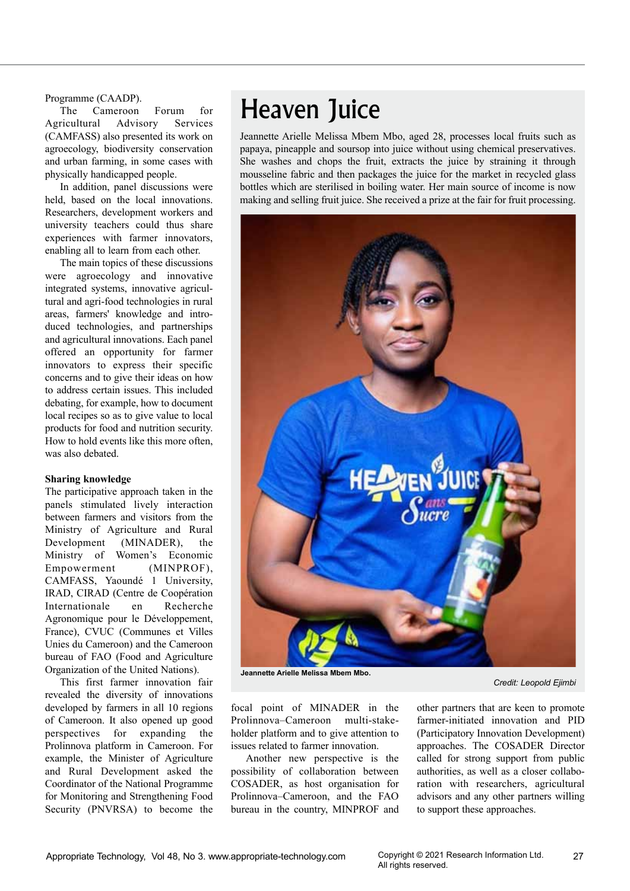Programme (CAADP).

The Cameroon Forum for Agricultural Advisory Services (CAMFASS) also presented its work on agroecology, biodiversity conservation and urban farming, in some cases with physically handicapped people.

In addition, panel discussions were held, based on the local innovations. Researchers, development workers and university teachers could thus share experiences with farmer innovators, enabling all to learn from each other.

The main topics of these discussions were agroecology and innovative integrated systems, innovative agricultural and agri-food technologies in rural areas, farmers' knowledge and introduced technologies, and partnerships and agricultural innovations. Each panel offered an opportunity for farmer innovators to express their specific concerns and to give their ideas on how to address certain issues. This included debating, for example, how to document local recipes so as to give value to local products for food and nutrition security. How to hold events like this more often, was also debated.

**Sharing knowledge**

The participative approach taken in the panels stimulated lively interaction between farmers and visitors from the Ministry of Agriculture and Rural Development (MINADER), the Ministry of Women's Economic Empowerment (MINPROF), CAMFASS, Yaoundé 1 University, IRAD, CIRAD (Centre de Coopération Internationale en Recherche Agronomique pour le Développement, France), CVUC (Communes et Villes Unies du Cameroun) and the Cameroon bureau of FAO (Food and Agriculture Organization of the United Nations).

This first farmer innovation fair revealed the diversity of innovations developed by farmers in all 10 regions of Cameroon. It also opened up good perspectives for expanding the Prolinnova platform in Cameroon. For example, the Minister of Agriculture and Rural Development asked the Coordinator of the National Programme for Monitoring and Strengthening Food Security (PNVRSA) to become the focal point of MINADER in the Prolinnova–Cameroon multi-stakeholder platform and to give attention to issues related to farmer innovation.

Another new perspective is the possibility of collaboration between COSADER, as host organisation for Prolinnova–Cameroon, and the FAO bureau in the country, MINPROF and other partners that are keen to promote farmer-initiated innovation and PID (Participatory Innovation Development) approaches. The COSADER Director called for strong support from public authorities, as well as a closer collaboration with researchers, agricultural advisors and any other partners willing to support these approaches.

# Heaven Juice

Jeannette Arielle Melissa Mbem Mbo, aged 28, processes local fruits such as papaya, pineapple and soursop into juice without using chemical preservatives. She washes and chops the fruit, extracts the juice by straining it through mousseline fabric and then packages the juice for the market in recycled glass bottles which are sterilised in boiling water. Her main source of income is now making and selling fruit juice. She received a prize at the fair for fruit processing.

**Jeannette Arielle Melissa Mbem Mbo.**

*Credit: Leopold Ejimbi*